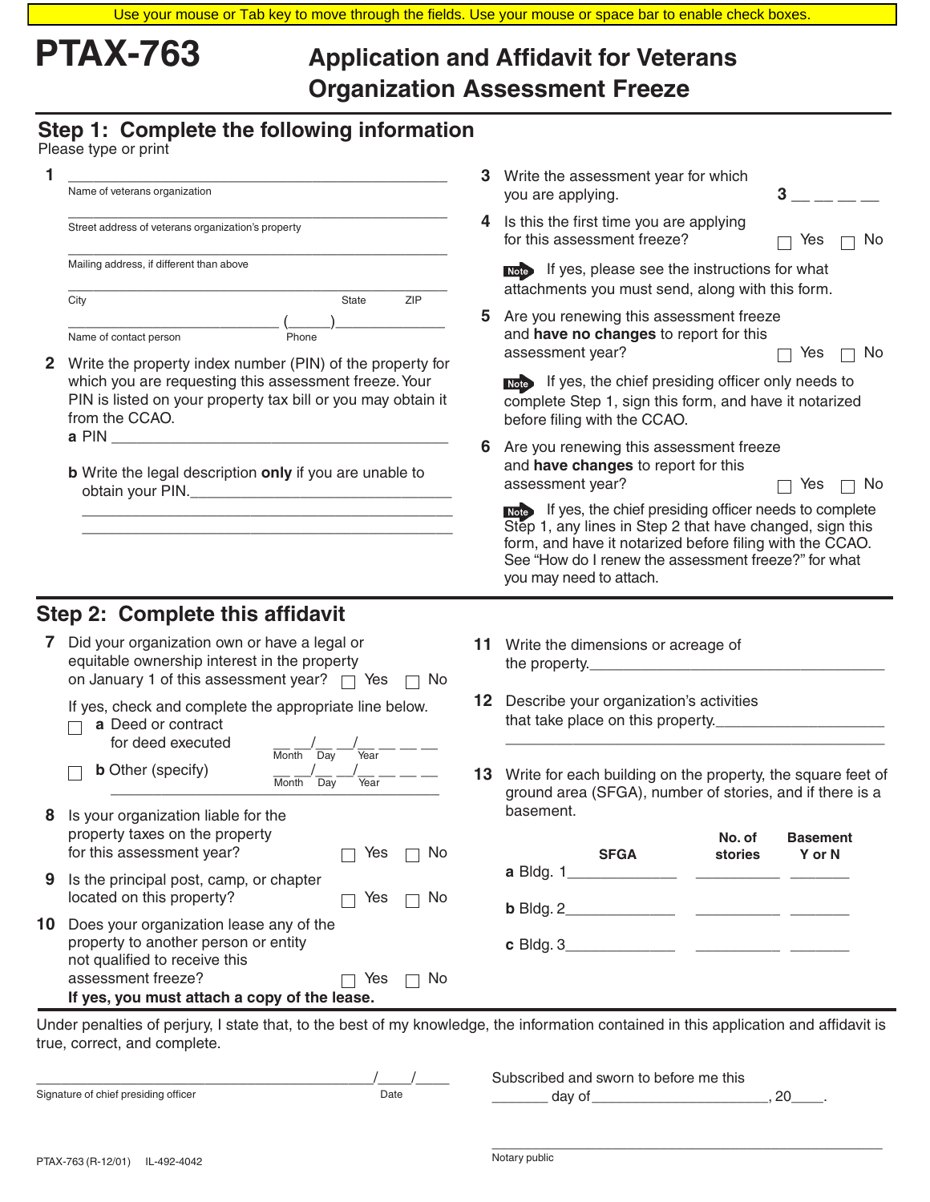Use your mouse or Tab key to move through the fields. Use your mouse or space bar to enable check boxes.

# PTAX-763

# Application and Affidavit for Veterans Organization Assessment Freeze

## Step 1: Complete the following information

Please type or print

**1** ______________________________________________
Name of veterans organization

______________________________________________
Street address of veterans organization's property

______________________________________________
Mailing address, if different than above

______________________________________________
City State ZIP

__________________________ (_____)______________
Name of contact person Phone

**2** Write the property index number (PIN) of the property for which you are requesting this assessment freeze. Your PIN is listed on your property tax bill or you may obtain it from the CCAO.

**a** PIN ______________________________________

**b** Write the legal description **only** if you are unable to obtain your PIN.______________________________
______________________________________________
______________________________________________

**3** Write the assessment year for which you are applying. **3** __ __ __ __

**4** Is this the first time you are applying for this assessment freeze? ☐ Yes ☐ No

Note: If yes, please see the instructions for what attachments you must send, along with this form.

**5** Are you renewing this assessment freeze and **have no changes** to report for this assessment year? ☐ Yes ☐ No

Note: If yes, the chief presiding officer only needs to complete Step 1, sign this form, and have it notarized before filing with the CCAO.

**6** Are you renewing this assessment freeze and **have changes** to report for this assessment year? ☐ Yes ☐ No

Note: If yes, the chief presiding officer needs to complete Step 1, any lines in Step 2 that have changed, sign this form, and have it notarized before filing with the CCAO. See "How do I renew the assessment freeze?" for what you may need to attach.

## Step 2: Complete this affidavit

**7** Did your organization own or have a legal or equitable ownership interest in the property on January 1 of this assessment year? ☐ Yes ☐ No

If yes, check and complete the appropriate line below.

☐ **a** Deed or contract for deed executed __ __/__ __/__ __ __ __ (Month Day Year)

☐ **b** Other (specify) __ __/__ __/__ __ __ __ (Month Day Year)
______________________________________________

**8** Is your organization liable for the property taxes on the property for this assessment year? ☐ Yes ☐ No

**9** Is the principal post, camp, or chapter located on this property? ☐ Yes ☐ No

**10** Does your organization lease any of the property to another person or entity not qualified to receive this assessment freeze? ☐ Yes ☐ No

**If yes, you must attach a copy of the lease.**

**11** Write the dimensions or acreage of the property.______________________________

**12** Describe your organization's activities that take place on this property.____________________
______________________________________________

**13** Write for each building on the property, the square feet of ground area (SFGA), number of stories, and if there is a basement.

| | SFGA | No. of stories | Basement Y or N |
|---|---|---|---|
| **a** Bldg. 1 | ____________ | __________ | _______ |
| **b** Bldg. 2 | ____________ | __________ | _______ |
| **c** Bldg. 3 | ____________ | __________ | _______ |

Under penalties of perjury, I state that, to the best of my knowledge, the information contained in this application and affidavit is true, correct, and complete.

________________________________________ ____/____/____
Signature of chief presiding officer Date

Subscribed and sworn to before me this _______ day of _____________________, 20____.

______________________________________________
Notary public

PTAX-763 (R-12/01) IL-492-4042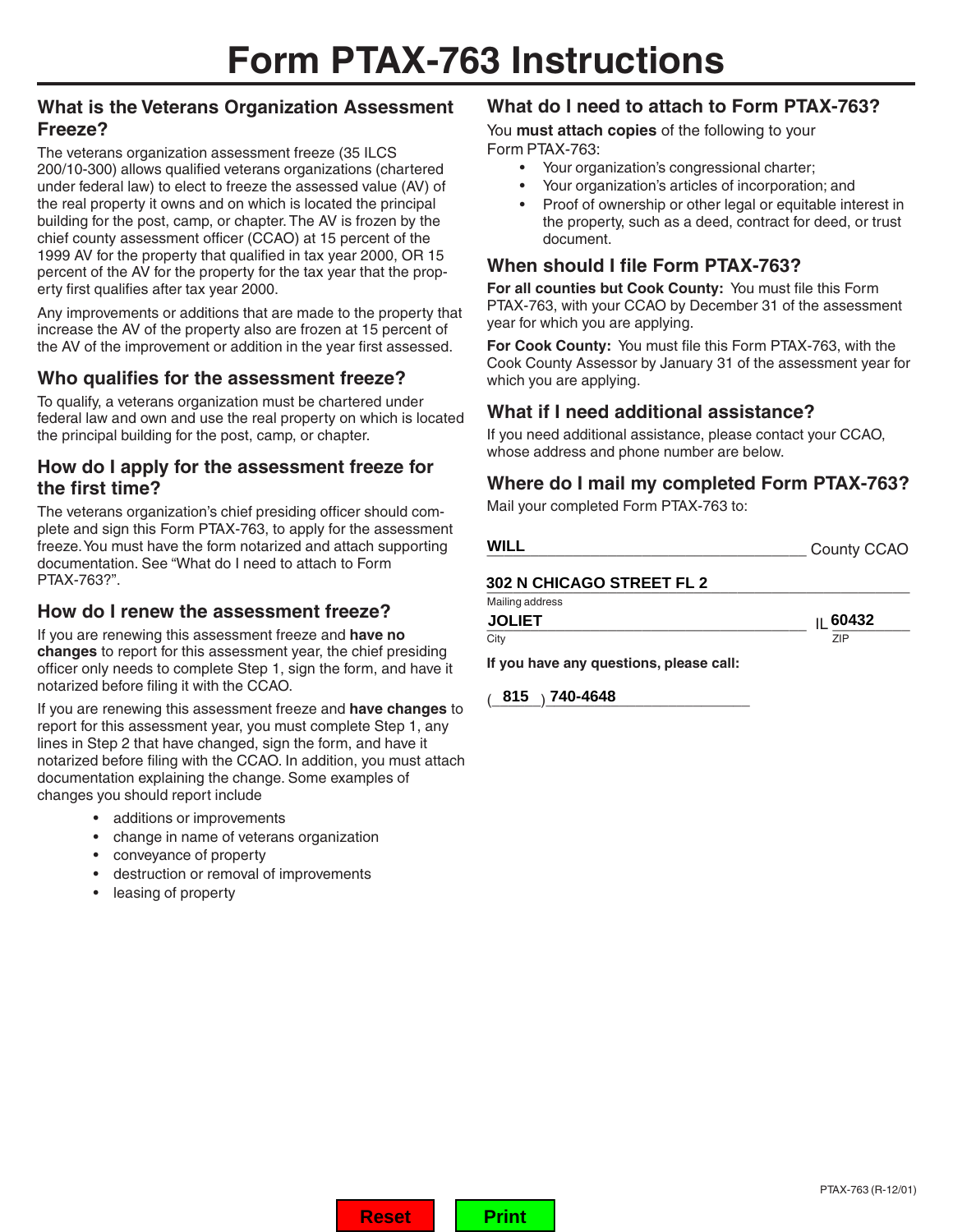# Form PTAX-763 Instructions

## What is the Veterans Organization Assessment Freeze?

The veterans organization assessment freeze (35 ILCS 200/10-300) allows qualified veterans organizations (chartered under federal law) to elect to freeze the assessed value (AV) of the real property it owns and on which is located the principal building for the post, camp, or chapter. The AV is frozen by the chief county assessment officer (CCAO) at 15 percent of the 1999 AV for the property that qualified in tax year 2000, OR 15 percent of the AV for the property for the tax year that the property first qualifies after tax year 2000.

Any improvements or additions that are made to the property that increase the AV of the property also are frozen at 15 percent of the AV of the improvement or addition in the year first assessed.

## Who qualifies for the assessment freeze?

To qualify, a veterans organization must be chartered under federal law and own and use the real property on which is located the principal building for the post, camp, or chapter.

## How do I apply for the assessment freeze for the first time?

The veterans organization's chief presiding officer should complete and sign this Form PTAX-763, to apply for the assessment freeze. You must have the form notarized and attach supporting documentation. See "What do I need to attach to Form PTAX-763?".

## How do I renew the assessment freeze?

If you are renewing this assessment freeze and **have no changes** to report for this assessment year, the chief presiding officer only needs to complete Step 1, sign the form, and have it notarized before filing it with the CCAO.

If you are renewing this assessment freeze and **have changes** to report for this assessment year, you must complete Step 1, any lines in Step 2 that have changed, sign the form, and have it notarized before filing with the CCAO. In addition, you must attach documentation explaining the change. Some examples of changes you should report include

- additions or improvements
- change in name of veterans organization
- conveyance of property
- destruction or removal of improvements
- leasing of property

## What do I need to attach to Form PTAX-763?

You **must attach copies** of the following to your Form PTAX-763:

- Your organization's congressional charter;
- Your organization's articles of incorporation; and
- Proof of ownership or other legal or equitable interest in the property, such as a deed, contract for deed, or trust document.

## When should I file Form PTAX-763?

**For all counties but Cook County:** You must file this Form PTAX-763, with your CCAO by December 31 of the assessment year for which you are applying.

**For Cook County:** You must file this Form PTAX-763, with the Cook County Assessor by January 31 of the assessment year for which you are applying.

## What if I need additional assistance?

If you need additional assistance, please contact your CCAO, whose address and phone number are below.

## Where do I mail my completed Form PTAX-763?

Mail your completed Form PTAX-763 to:

**WILL** County CCAO

**302 N CHICAGO STREET FL 2**
Mailing address

**JOLIET** IL **60432**
City ZIP

**If you have any questions, please call:**

( **815** ) **740-4648**

PTAX-763 (R-12/01)